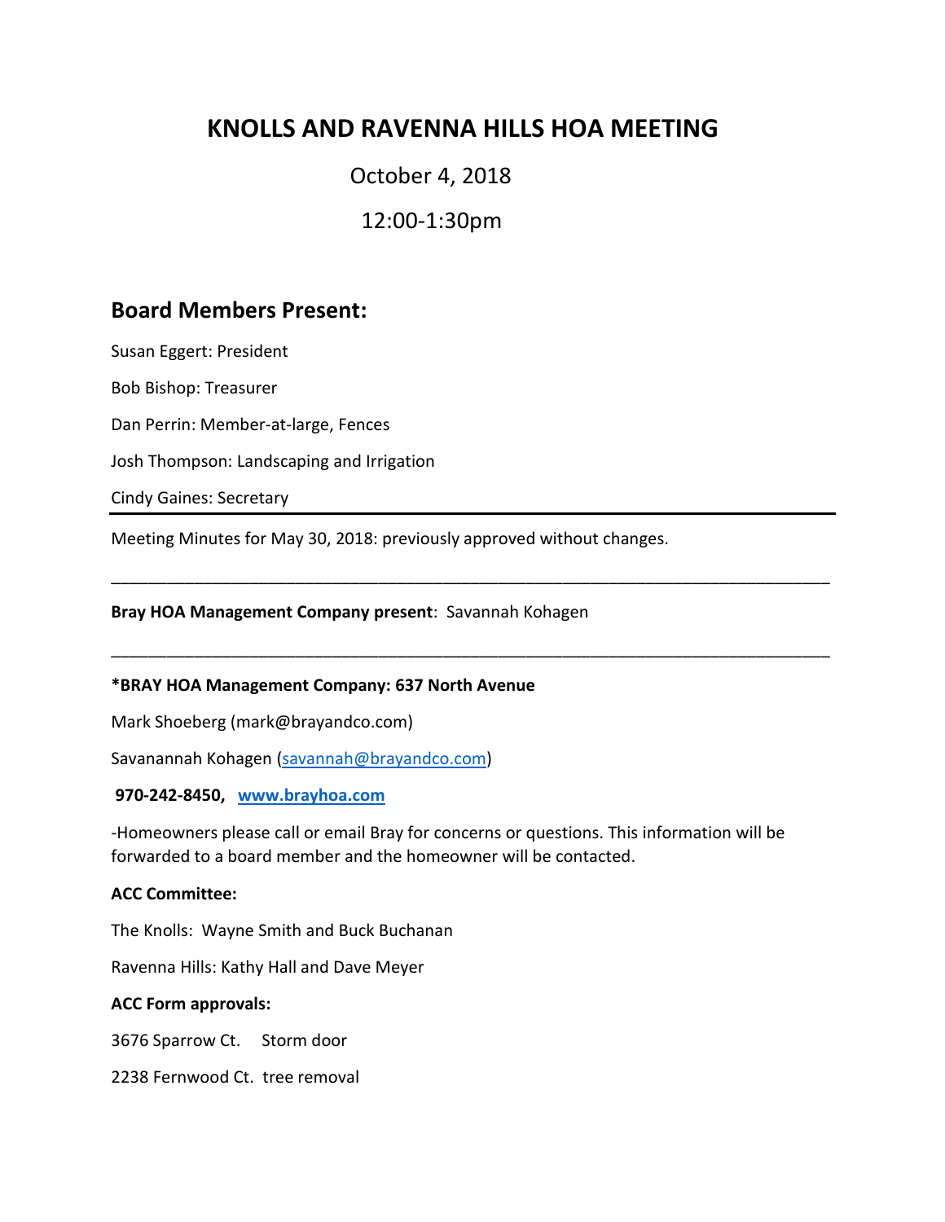# KNOLLS AND RAVENNA HILLS HOA MEETING

October 4, 2018

12:00-1:30pm

## Board Members Present:

Susan Eggert: President

Bob Bishop: Treasurer

Dan Perrin: Member-at-large, Fences

Josh Thompson: Landscaping and Irrigation

Cindy Gaines: Secretary

---

Meeting Minutes for May 30, 2018: previously approved without changes.

---

**Bray HOA Management Company present**: Savannah Kohagen

---

**\*BRAY HOA Management Company: 637 North Avenue**

Mark Shoeberg (mark@brayandco.com)

Savanannah Kohagen (savannah@brayandco.com)

**970-242-8450, www.brayhoa.com**

-Homeowners please call or email Bray for concerns or questions. This information will be forwarded to a board member and the homeowner will be contacted.

**ACC Committee:**

The Knolls: Wayne Smith and Buck Buchanan

Ravenna Hills: Kathy Hall and Dave Meyer

**ACC Form approvals:**

3676 Sparrow Ct. Storm door

2238 Fernwood Ct. tree removal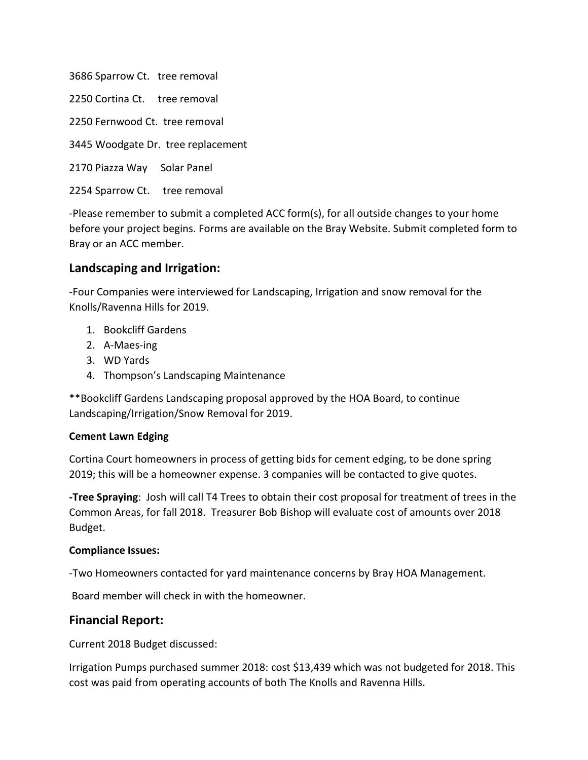3686 Sparrow Ct.   tree removal

2250 Cortina Ct.     tree removal

2250 Fernwood Ct.  tree removal

3445 Woodgate Dr.  tree replacement

2170 Piazza Way     Solar Panel

2254 Sparrow Ct.     tree removal

-Please remember to submit a completed ACC form(s), for all outside changes to your home before your project begins. Forms are available on the Bray Website. Submit completed form to Bray or an ACC member.

## Landscaping and Irrigation:

-Four Companies were interviewed for Landscaping, Irrigation and snow removal for the Knolls/Ravenna Hills for 2019.

1. Bookcliff Gardens
2. A-Maes-ing
3. WD Yards
4. Thompson's Landscaping Maintenance

**Bookcliff Gardens Landscaping proposal approved by the HOA Board, to continue Landscaping/Irrigation/Snow Removal for 2019.

#### Cement Lawn Edging

Cortina Court homeowners in process of getting bids for cement edging, to be done spring 2019; this will be a homeowner expense. 3 companies will be contacted to give quotes.

**-Tree Spraying**: Josh will call T4 Trees to obtain their cost proposal for treatment of trees in the Common Areas, for fall 2018. Treasurer Bob Bishop will evaluate cost of amounts over 2018 Budget.

#### Compliance Issues:

-Two Homeowners contacted for yard maintenance concerns by Bray HOA Management.

Board member will check in with the homeowner.

## Financial Report:

Current 2018 Budget discussed:

Irrigation Pumps purchased summer 2018: cost $13,439 which was not budgeted for 2018. This cost was paid from operating accounts of both The Knolls and Ravenna Hills.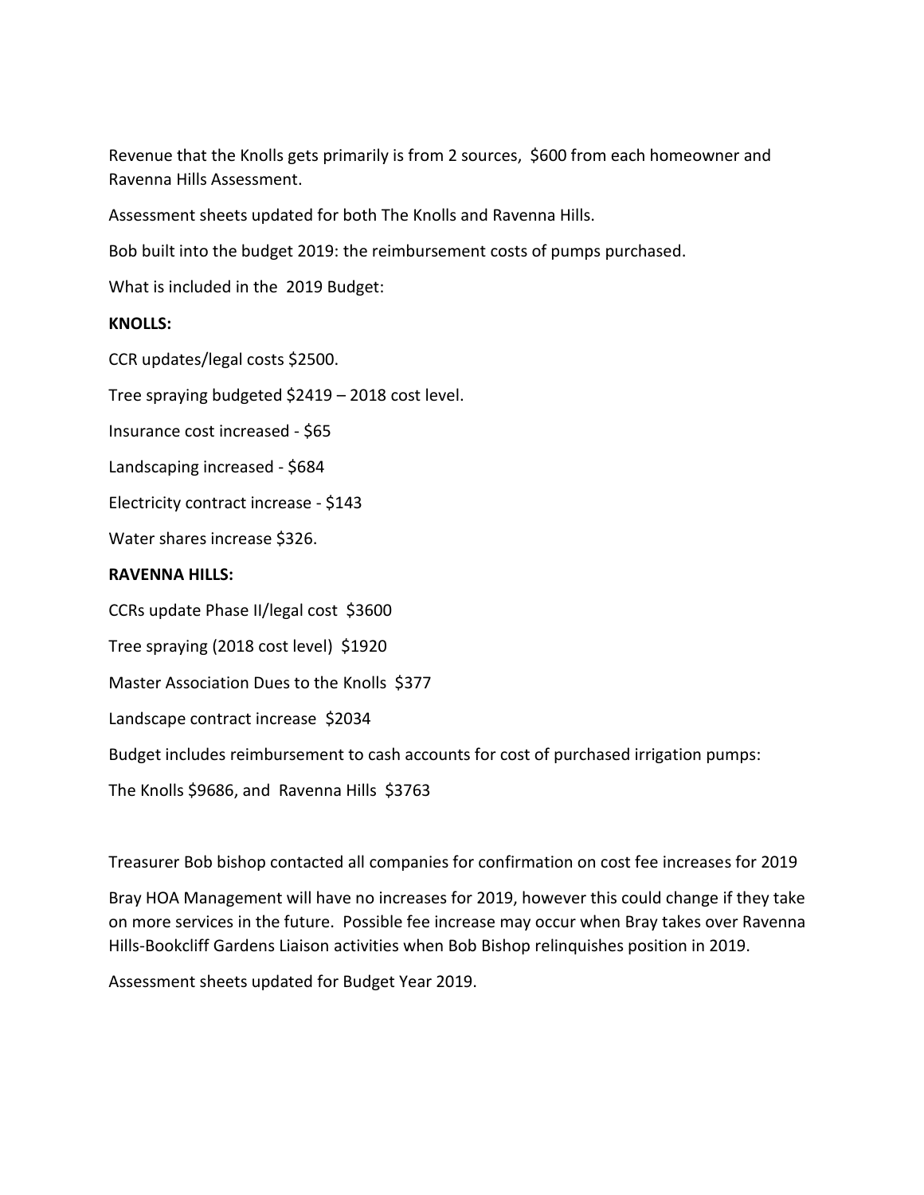Revenue that the Knolls gets primarily is from 2 sources, $600 from each homeowner and Ravenna Hills Assessment.

Assessment sheets updated for both The Knolls and Ravenna Hills.

Bob built into the budget 2019: the reimbursement costs of pumps purchased.

What is included in the 2019 Budget:

**KNOLLS:**

CCR updates/legal costs $2500.

Tree spraying budgeted $2419 – 2018 cost level.

Insurance cost increased - $65

Landscaping increased - $684

Electricity contract increase - $143

Water shares increase $326.

**RAVENNA HILLS:**

CCRs update Phase II/legal cost $3600

Tree spraying (2018 cost level) $1920

Master Association Dues to the Knolls $377

Landscape contract increase $2034

Budget includes reimbursement to cash accounts for cost of purchased irrigation pumps:

The Knolls $9686, and Ravenna Hills $3763

Treasurer Bob bishop contacted all companies for confirmation on cost fee increases for 2019

Bray HOA Management will have no increases for 2019, however this could change if they take on more services in the future. Possible fee increase may occur when Bray takes over Ravenna Hills-Bookcliff Gardens Liaison activities when Bob Bishop relinquishes position in 2019.

Assessment sheets updated for Budget Year 2019.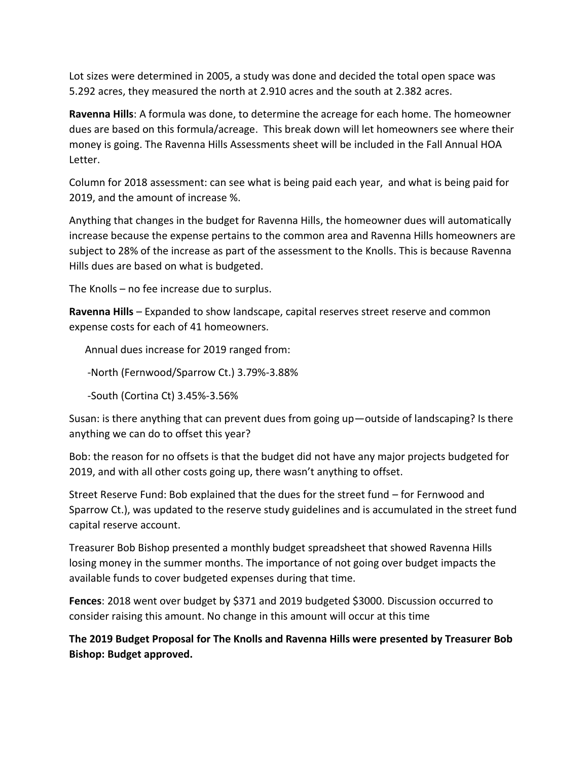Lot sizes were determined in 2005, a study was done and decided the total open space was 5.292 acres, they measured the north at 2.910 acres and the south at 2.382 acres.

**Ravenna Hills**: A formula was done, to determine the acreage for each home. The homeowner dues are based on this formula/acreage. This break down will let homeowners see where their money is going. The Ravenna Hills Assessments sheet will be included in the Fall Annual HOA Letter.

Column for 2018 assessment: can see what is being paid each year, and what is being paid for 2019, and the amount of increase %.

Anything that changes in the budget for Ravenna Hills, the homeowner dues will automatically increase because the expense pertains to the common area and Ravenna Hills homeowners are subject to 28% of the increase as part of the assessment to the Knolls. This is because Ravenna Hills dues are based on what is budgeted.

The Knolls – no fee increase due to surplus.

**Ravenna Hills** – Expanded to show landscape, capital reserves street reserve and common expense costs for each of 41 homeowners.

Annual dues increase for 2019 ranged from:

-North (Fernwood/Sparrow Ct.) 3.79%-3.88%

-South (Cortina Ct) 3.45%-3.56%

Susan: is there anything that can prevent dues from going up—outside of landscaping? Is there anything we can do to offset this year?

Bob: the reason for no offsets is that the budget did not have any major projects budgeted for 2019, and with all other costs going up, there wasn't anything to offset.

Street Reserve Fund: Bob explained that the dues for the street fund – for Fernwood and Sparrow Ct.), was updated to the reserve study guidelines and is accumulated in the street fund capital reserve account.

Treasurer Bob Bishop presented a monthly budget spreadsheet that showed Ravenna Hills losing money in the summer months. The importance of not going over budget impacts the available funds to cover budgeted expenses during that time.

**Fences**: 2018 went over budget by $371 and 2019 budgeted $3000. Discussion occurred to consider raising this amount. No change in this amount will occur at this time

**The 2019 Budget Proposal for The Knolls and Ravenna Hills were presented by Treasurer Bob Bishop: Budget approved.**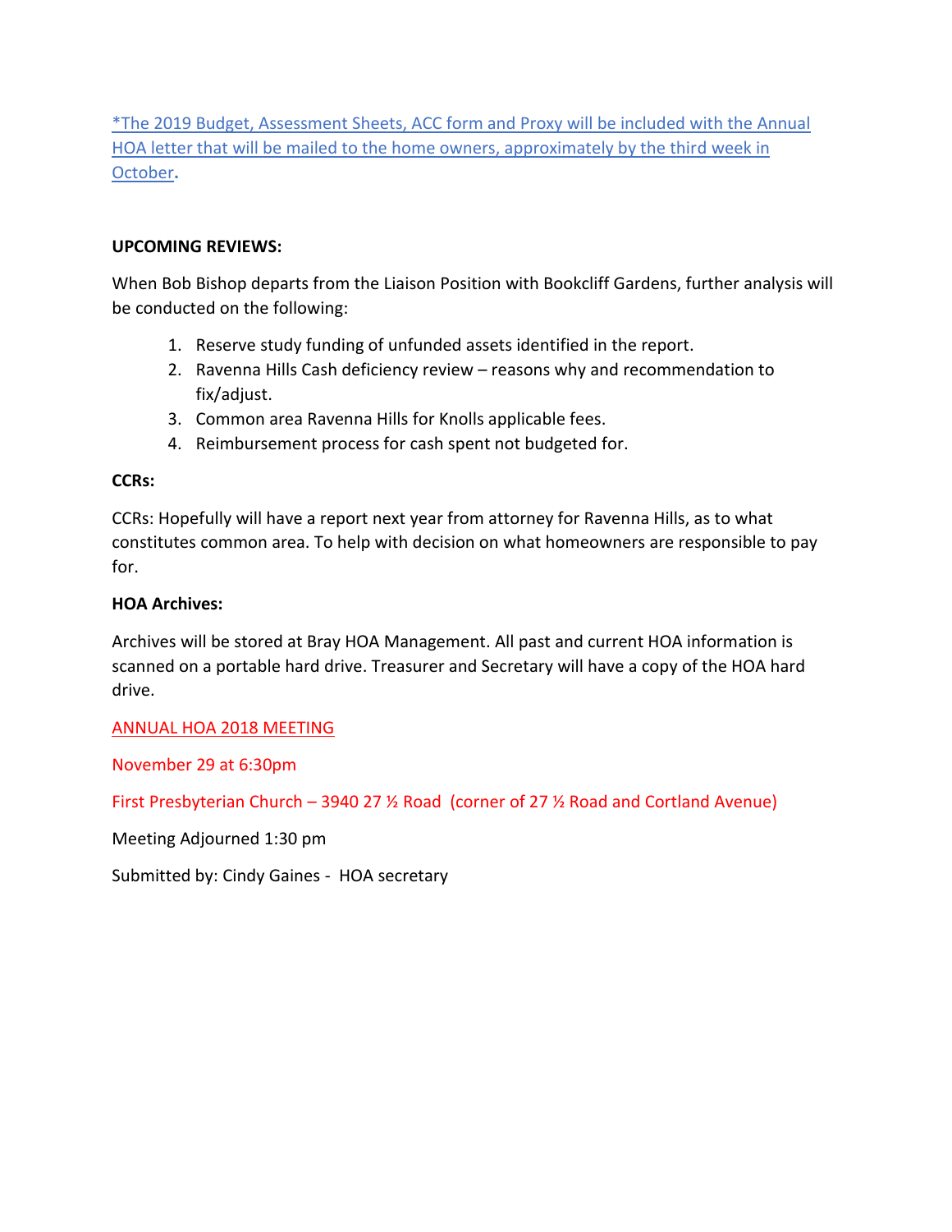*The 2019 Budget, Assessment Sheets, ACC form and Proxy will be included with the Annual HOA letter that will be mailed to the home owners, approximately by the third week in October**.**

**UPCOMING REVIEWS:**

When Bob Bishop departs from the Liaison Position with Bookcliff Gardens, further analysis will be conducted on the following:

1. Reserve study funding of unfunded assets identified in the report.
2. Ravenna Hills Cash deficiency review – reasons why and recommendation to fix/adjust.
3. Common area Ravenna Hills for Knolls applicable fees.
4. Reimbursement process for cash spent not budgeted for.

**CCRs:**

CCRs: Hopefully will have a report next year from attorney for Ravenna Hills, as to what constitutes common area. To help with decision on what homeowners are responsible to pay for.

**HOA Archives:**

Archives will be stored at Bray HOA Management. All past and current HOA information is scanned on a portable hard drive. Treasurer and Secretary will have a copy of the HOA hard drive.

ANNUAL HOA 2018 MEETING

November 29 at 6:30pm

First Presbyterian Church – 3940 27 ½ Road (corner of 27 ½ Road and Cortland Avenue)

Meeting Adjourned 1:30 pm

Submitted by: Cindy Gaines - HOA secretary